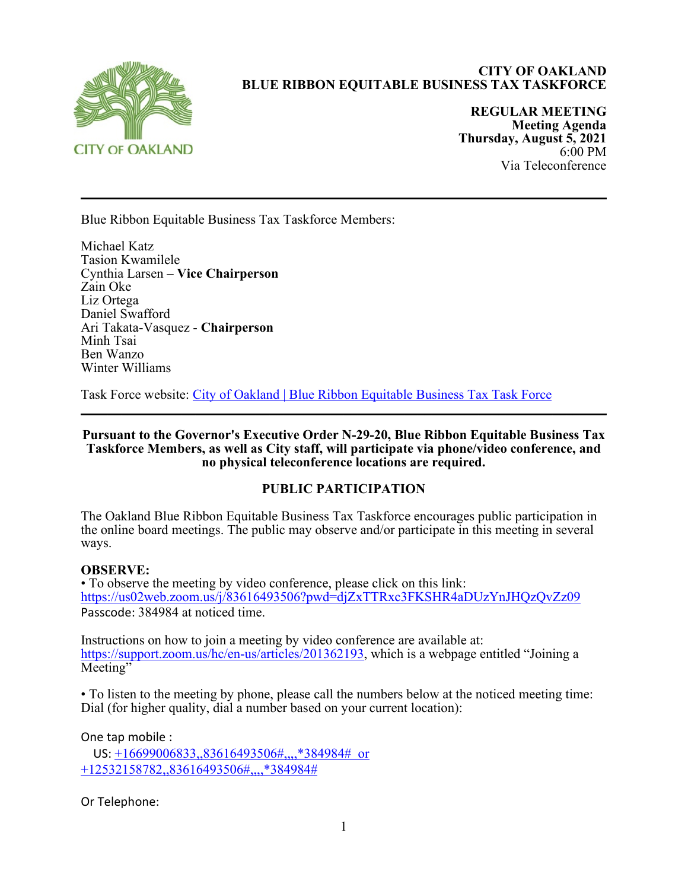CITY OF OAKLAND

# CITY OF OAKLAND
# BLUE RIBBON EQUITABLE BUSINESS TAX TASKFORCE

**REGULAR MEETING**
**Meeting Agenda**
**Thursday, August 5, 2021**
6:00 PM
Via Teleconference

---

Blue Ribbon Equitable Business Tax Taskforce Members:

Michael Katz
Tasion Kwamilele
Cynthia Larsen – **Vice Chairperson**
Zain Oke
Liz Ortega
Daniel Swafford
Ari Takata-Vasquez - **Chairperson**
Minh Tsai
Ben Wanzo
Winter Williams

Task Force website: [City of Oakland | Blue Ribbon Equitable Business Tax Task Force]()

---

**Pursuant to the Governor's Executive Order N-29-20, Blue Ribbon Equitable Business Tax Taskforce Members, as well as City staff, will participate via phone/video conference, and no physical teleconference locations are required.**

## PUBLIC PARTICIPATION

The Oakland Blue Ribbon Equitable Business Tax Taskforce encourages public participation in the online board meetings. The public may observe and/or participate in this meeting in several ways.

**OBSERVE:**

• To observe the meeting by video conference, please click on this link: https://us02web.zoom.us/j/83616493506?pwd=djZxTTRxc3FKSHR4aDUzYnJHQzQvZz09 Passcode: 384984 at noticed time.

Instructions on how to join a meeting by video conference are available at: https://support.zoom.us/hc/en-us/articles/201362193, which is a webpage entitled "Joining a Meeting"

• To listen to the meeting by phone, please call the numbers below at the noticed meeting time: Dial (for higher quality, dial a number based on your current location):

One tap mobile :
US: +16699006833,,83616493506#,,,,*384984# or +12532158782,,83616493506#,,,,*384984#

Or Telephone: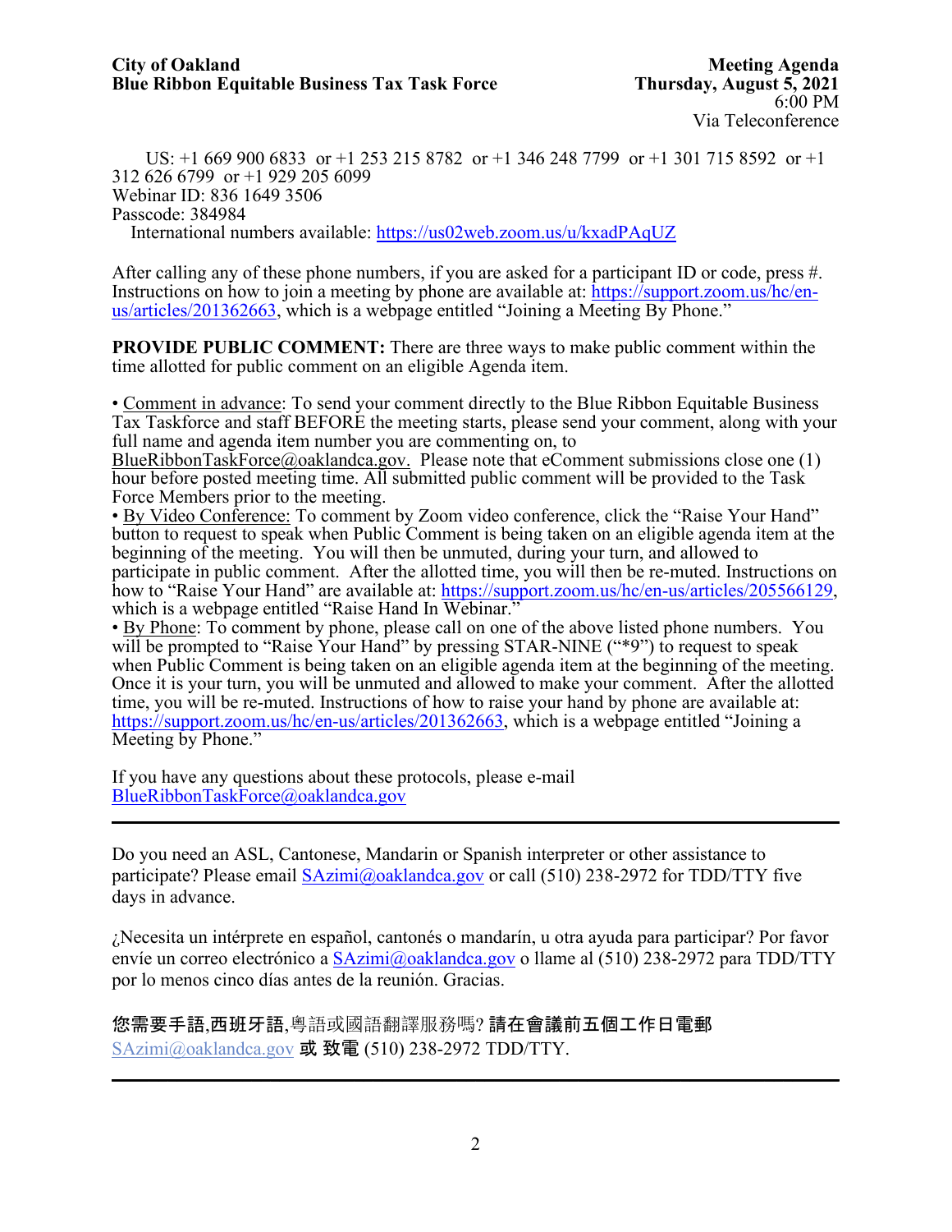US: +1 669 900 6833 or +1 253 215 8782 or +1 346 248 7799 or +1 301 715 8592 or +1 312 626 6799 or +1 929 205 6099
Webinar ID: 836 1649 3506
Passcode: 384984
International numbers available: https://us02web.zoom.us/u/kxadPAqUZ

After calling any of these phone numbers, if you are asked for a participant ID or code, press #. Instructions on how to join a meeting by phone are available at: https://support.zoom.us/hc/en-us/articles/201362663, which is a webpage entitled "Joining a Meeting By Phone."

**PROVIDE PUBLIC COMMENT:** There are three ways to make public comment within the time allotted for public comment on an eligible Agenda item.

- Comment in advance: To send your comment directly to the Blue Ribbon Equitable Business Tax Taskforce and staff BEFORE the meeting starts, please send your comment, along with your full name and agenda item number you are commenting on, to BlueRibbonTaskForce@oaklandca.gov. Please note that eComment submissions close one (1) hour before posted meeting time. All submitted public comment will be provided to the Task Force Members prior to the meeting.
- By Video Conference: To comment by Zoom video conference, click the "Raise Your Hand" button to request to speak when Public Comment is being taken on an eligible agenda item at the beginning of the meeting. You will then be unmuted, during your turn, and allowed to participate in public comment. After the allotted time, you will then be re-muted. Instructions on how to "Raise Your Hand" are available at: https://support.zoom.us/hc/en-us/articles/205566129, which is a webpage entitled "Raise Hand In Webinar."
- By Phone: To comment by phone, please call on one of the above listed phone numbers. You will be prompted to "Raise Your Hand" by pressing STAR-NINE ("*9") to request to speak when Public Comment is being taken on an eligible agenda item at the beginning of the meeting. Once it is your turn, you will be unmuted and allowed to make your comment. After the allotted time, you will be re-muted. Instructions of how to raise your hand by phone are available at: https://support.zoom.us/hc/en-us/articles/201362663, which is a webpage entitled "Joining a Meeting by Phone."

If you have any questions about these protocols, please e-mail BlueRibbonTaskForce@oaklandca.gov

---

Do you need an ASL, Cantonese, Mandarin or Spanish interpreter or other assistance to participate? Please email SAzimi@oaklandca.gov or call (510) 238-2972 for TDD/TTY five days in advance.

¿Necesita un intérprete en español, cantonés o mandarín, u otra ayuda para participar? Por favor envíe un correo electrónico a SAzimi@oaklandca.gov o llame al (510) 238-2972 para TDD/TTY por lo menos cinco días antes de la reunión. Gracias.

**您需要手語,西班牙語,**粵語或國語翻譯服務嗎? **請在會議前五個工作日電郵** SAzimi@oaklandca.gov **或 致電** (510) 238-2972 TDD/TTY.

---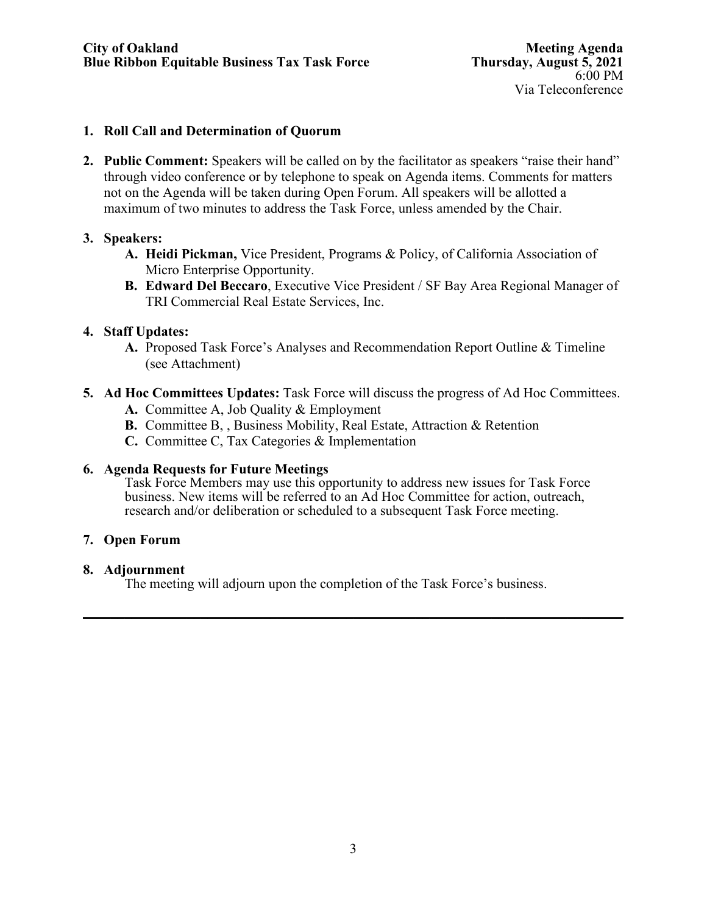**City of Oakland** | **Meeting Agenda**
**Blue Ribbon Equitable Business Tax Task Force** | **Thursday, August 5, 2021**
6:00 PM
Via Teleconference

1. **Roll Call and Determination of Quorum**

2. **Public Comment:** Speakers will be called on by the facilitator as speakers "raise their hand" through video conference or by telephone to speak on Agenda items. Comments for matters not on the Agenda will be taken during Open Forum. All speakers will be allotted a maximum of two minutes to address the Task Force, unless amended by the Chair.

3. **Speakers:**
   - **A. Heidi Pickman,** Vice President, Programs & Policy, of California Association of Micro Enterprise Opportunity.
   - **B. Edward Del Beccaro**, Executive Vice President / SF Bay Area Regional Manager of TRI Commercial Real Estate Services, Inc.

4. **Staff Updates:**
   - **A.** Proposed Task Force's Analyses and Recommendation Report Outline & Timeline (see Attachment)

5. **Ad Hoc Committees Updates:** Task Force will discuss the progress of Ad Hoc Committees.
   - **A.** Committee A, Job Quality & Employment
   - **B.** Committee B, , Business Mobility, Real Estate, Attraction & Retention
   - **C.** Committee C, Tax Categories & Implementation

6. **Agenda Requests for Future Meetings**
   Task Force Members may use this opportunity to address new issues for Task Force business. New items will be referred to an Ad Hoc Committee for action, outreach, research and/or deliberation or scheduled to a subsequent Task Force meeting.

7. **Open Forum**

8. **Adjournment**
   The meeting will adjourn upon the completion of the Task Force's business.

---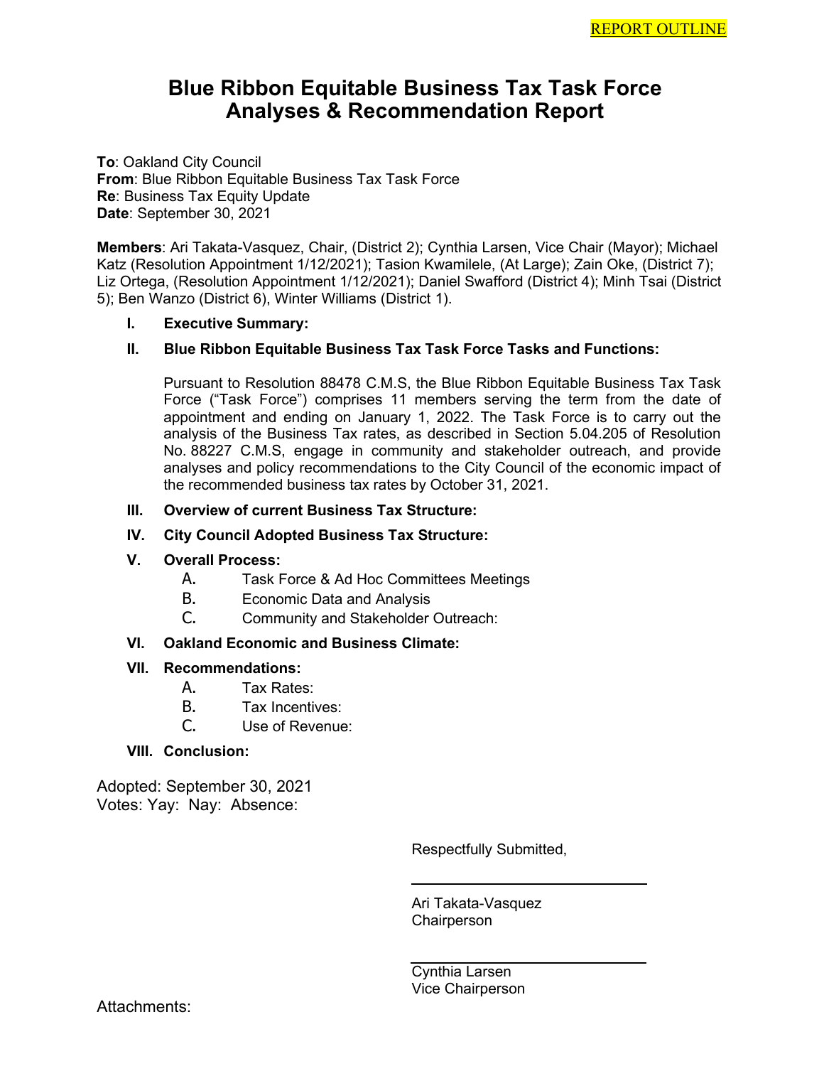REPORT OUTLINE

# Blue Ribbon Equitable Business Tax Task Force Analyses & Recommendation Report

**To**: Oakland City Council
**From**: Blue Ribbon Equitable Business Tax Task Force
**Re**: Business Tax Equity Update
**Date**: September 30, 2021

**Members**: Ari Takata-Vasquez, Chair, (District 2); Cynthia Larsen, Vice Chair (Mayor); Michael Katz (Resolution Appointment 1/12/2021); Tasion Kwamilele, (At Large); Zain Oke, (District 7); Liz Ortega, (Resolution Appointment 1/12/2021); Daniel Swafford (District 4); Minh Tsai (District 5); Ben Wanzo (District 6), Winter Williams (District 1).

**I. Executive Summary:**

**II. Blue Ribbon Equitable Business Tax Task Force Tasks and Functions:**

Pursuant to Resolution 88478 C.M.S, the Blue Ribbon Equitable Business Tax Task Force ("Task Force") comprises 11 members serving the term from the date of appointment and ending on January 1, 2022. The Task Force is to carry out the analysis of the Business Tax rates, as described in Section 5.04.205 of Resolution No. 88227 C.M.S, engage in community and stakeholder outreach, and provide analyses and policy recommendations to the City Council of the economic impact of the recommended business tax rates by October 31, 2021.

**III. Overview of current Business Tax Structure:**

**IV. City Council Adopted Business Tax Structure:**

**V. Overall Process:**

A. Task Force & Ad Hoc Committees Meetings
B. Economic Data and Analysis
C. Community and Stakeholder Outreach:

**VI. Oakland Economic and Business Climate:**

**VII. Recommendations:**

A. Tax Rates:
B. Tax Incentives:
C. Use of Revenue:

**VIII. Conclusion:**

Adopted: September 30, 2021
Votes: Yay: Nay: Absence:

Respectfully Submitted,

Ari Takata-Vasquez
Chairperson

Cynthia Larsen
Vice Chairperson

Attachments: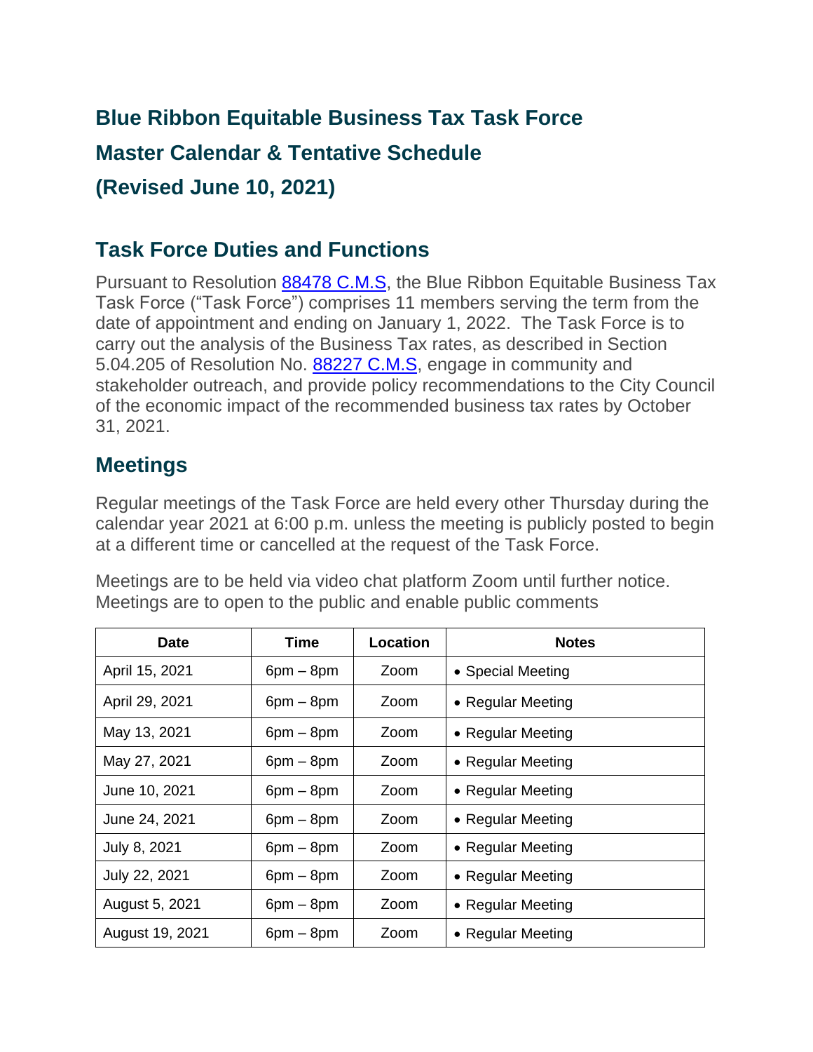# Blue Ribbon Equitable Business Tax Task Force

# Master Calendar & Tentative Schedule

# (Revised June 10, 2021)

## Task Force Duties and Functions

Pursuant to Resolution [88478 C.M.S](), the Blue Ribbon Equitable Business Tax Task Force ("Task Force") comprises 11 members serving the term from the date of appointment and ending on January 1, 2022. The Task Force is to carry out the analysis of the Business Tax rates, as described in Section 5.04.205 of Resolution No. [88227 C.M.S](), engage in community and stakeholder outreach, and provide policy recommendations to the City Council of the economic impact of the recommended business tax rates by October 31, 2021.

## Meetings

Regular meetings of the Task Force are held every other Thursday during the calendar year 2021 at 6:00 p.m. unless the meeting is publicly posted to begin at a different time or cancelled at the request of the Task Force.

Meetings are to be held via video chat platform Zoom until further notice. Meetings are to open to the public and enable public comments

| Date | Time | Location | Notes |
|---|---|---|---|
| April 15, 2021 | 6pm – 8pm | Zoom | • Special Meeting |
| April 29, 2021 | 6pm – 8pm | Zoom | • Regular Meeting |
| May 13, 2021 | 6pm – 8pm | Zoom | • Regular Meeting |
| May 27, 2021 | 6pm – 8pm | Zoom | • Regular Meeting |
| June 10, 2021 | 6pm – 8pm | Zoom | • Regular Meeting |
| June 24, 2021 | 6pm – 8pm | Zoom | • Regular Meeting |
| July 8, 2021 | 6pm – 8pm | Zoom | • Regular Meeting |
| July 22, 2021 | 6pm – 8pm | Zoom | • Regular Meeting |
| August 5, 2021 | 6pm – 8pm | Zoom | • Regular Meeting |
| August 19, 2021 | 6pm – 8pm | Zoom | • Regular Meeting |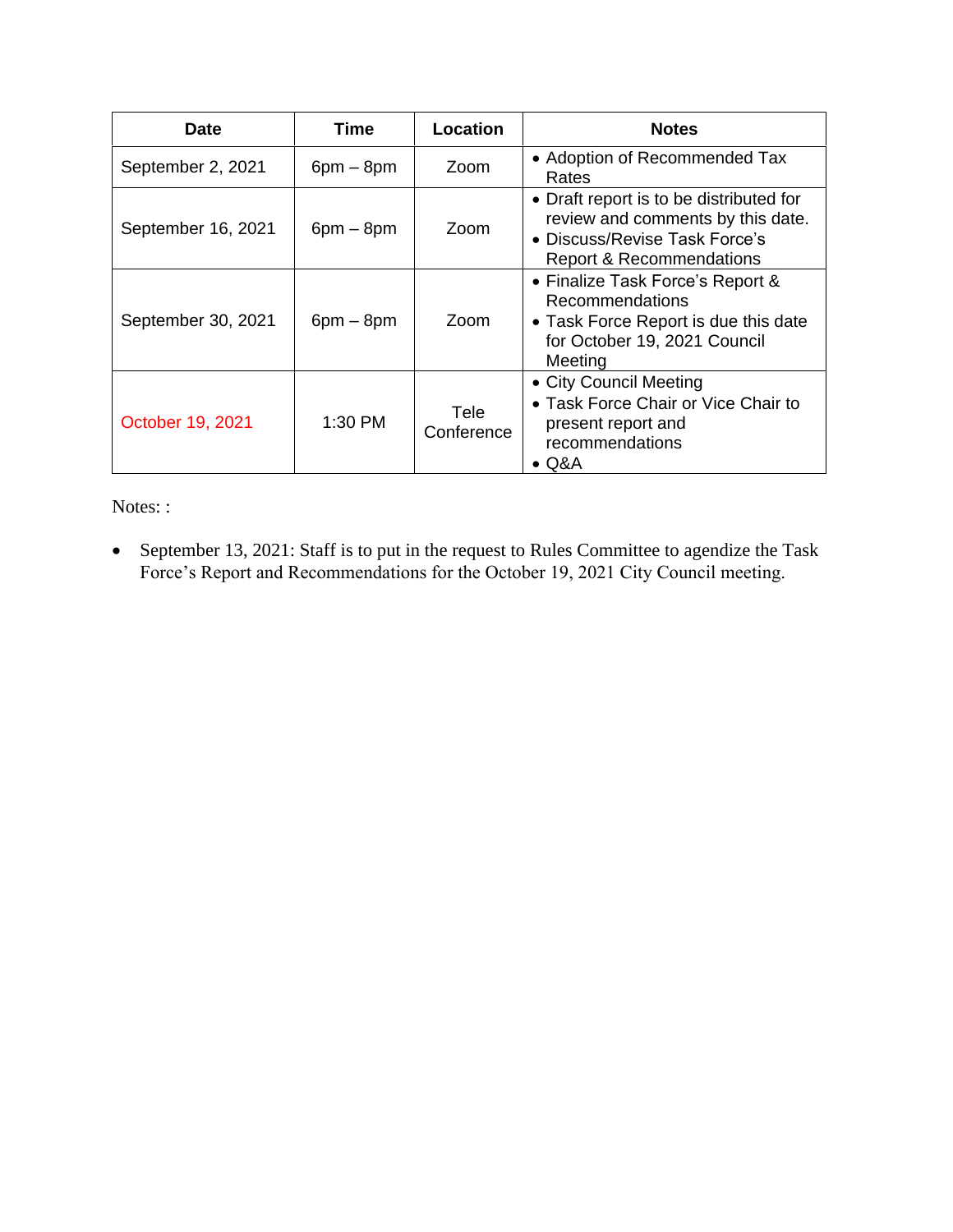| Date | Time | Location | Notes |
|---|---|---|---|
| September 2, 2021 | 6pm – 8pm | Zoom | • Adoption of Recommended Tax Rates |
| September 16, 2021 | 6pm – 8pm | Zoom | • Draft report is to be distributed for review and comments by this date.<br>• Discuss/Revise Task Force's Report & Recommendations |
| September 30, 2021 | 6pm – 8pm | Zoom | • Finalize Task Force's Report & Recommendations<br>• Task Force Report is due this date for October 19, 2021 Council Meeting |
| October 19, 2021 | 1:30 PM | Tele Conference | • City Council Meeting<br>• Task Force Chair or Vice Chair to present report and recommendations<br>• Q&A |

Notes: :

- September 13, 2021: Staff is to put in the request to Rules Committee to agendize the Task Force's Report and Recommendations for the October 19, 2021 City Council meeting.